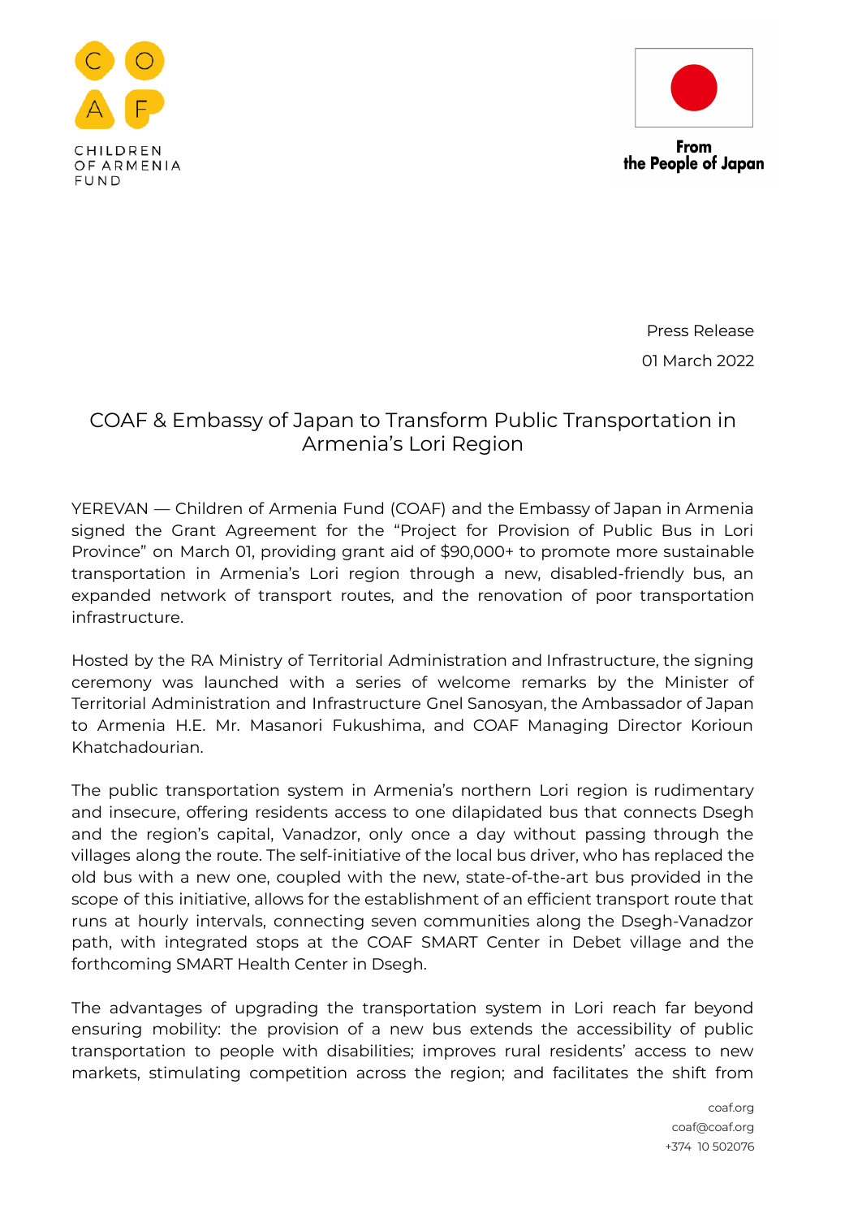Press Release

01 March 2022

# COAF & Embassy of Japan to Transform Public Transportation in Armenia's Lori Region

YEREVAN — Children of Armenia Fund (COAF) and the Embassy of Japan in Armenia signed the Grant Agreement for the "Project for Provision of Public Bus in Lori Province" on March 01, providing grant aid of $90,000+ to promote more sustainable transportation in Armenia's Lori region through a new, disabled-friendly bus, an expanded network of transport routes, and the renovation of poor transportation infrastructure.

Hosted by the RA Ministry of Territorial Administration and Infrastructure, the signing ceremony was launched with a series of welcome remarks by the Minister of Territorial Administration and Infrastructure Gnel Sanosyan, the Ambassador of Japan to Armenia H.E. Mr. Masanori Fukushima, and COAF Managing Director Korioun Khatchadourian.

The public transportation system in Armenia's northern Lori region is rudimentary and insecure, offering residents access to one dilapidated bus that connects Dsegh and the region's capital, Vanadzor, only once a day without passing through the villages along the route. The self-initiative of the local bus driver, who has replaced the old bus with a new one, coupled with the new, state-of-the-art bus provided in the scope of this initiative, allows for the establishment of an efficient transport route that runs at hourly intervals, connecting seven communities along the Dsegh-Vanadzor path, with integrated stops at the COAF SMART Center in Debet village and the forthcoming SMART Health Center in Dsegh.

The advantages of upgrading the transportation system in Lori reach far beyond ensuring mobility: the provision of a new bus extends the accessibility of public transportation to people with disabilities; improves rural residents' access to new markets, stimulating competition across the region; and facilitates the shift from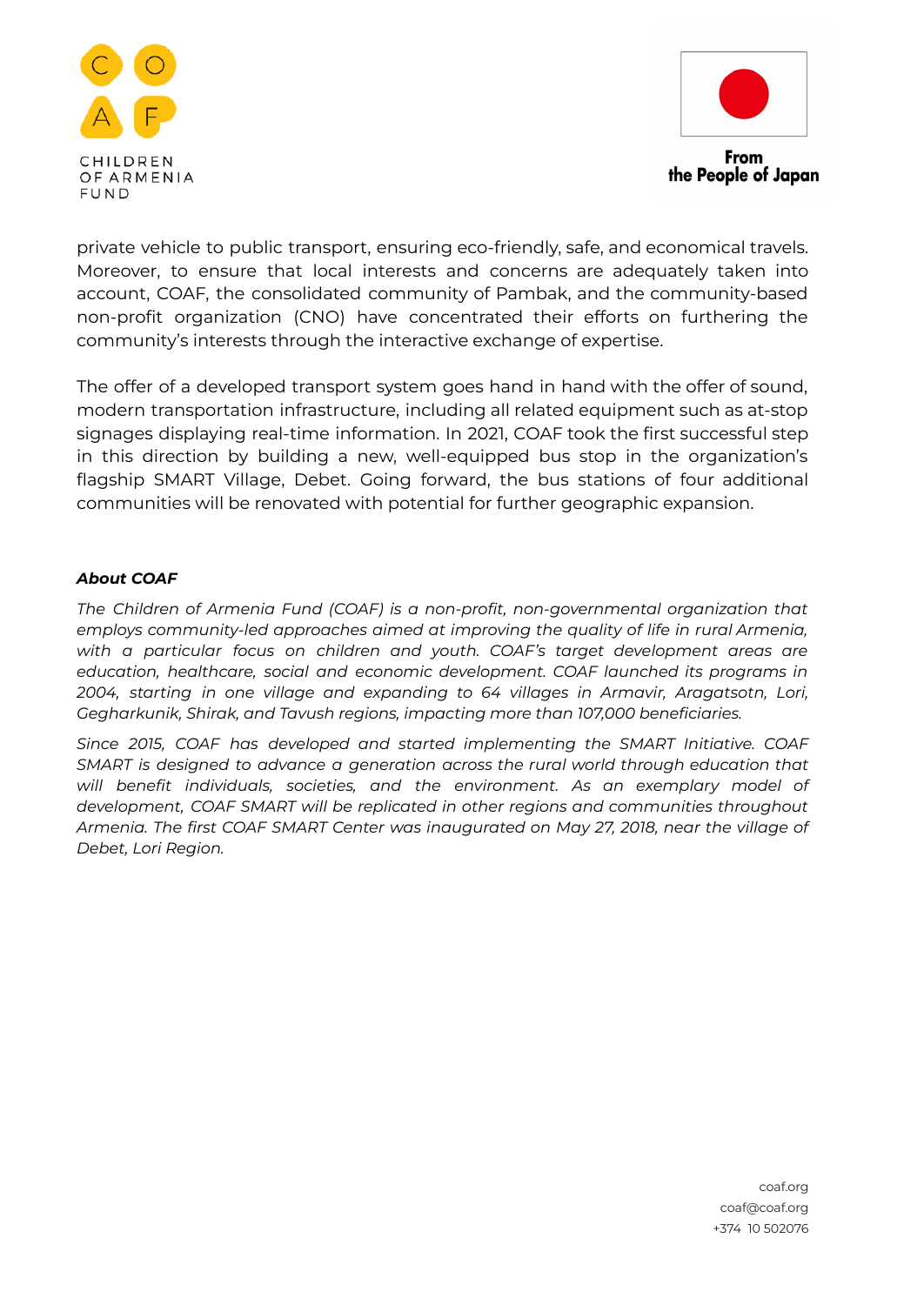private vehicle to public transport, ensuring eco-friendly, safe, and economical travels. Moreover, to ensure that local interests and concerns are adequately taken into account, COAF, the consolidated community of Pambak, and the community-based non-profit organization (CNO) have concentrated their efforts on furthering the community's interests through the interactive exchange of expertise.

The offer of a developed transport system goes hand in hand with the offer of sound, modern transportation infrastructure, including all related equipment such as at-stop signages displaying real-time information. In 2021, COAF took the first successful step in this direction by building a new, well-equipped bus stop in the organization's flagship SMART Village, Debet. Going forward, the bus stations of four additional communities will be renovated with potential for further geographic expansion.

***About COAF***

*The Children of Armenia Fund (COAF) is a non-profit, non-governmental organization that employs community-led approaches aimed at improving the quality of life in rural Armenia, with a particular focus on children and youth. COAF's target development areas are education, healthcare, social and economic development. COAF launched its programs in 2004, starting in one village and expanding to 64 villages in Armavir, Aragatsotn, Lori, Gegharkunik, Shirak, and Tavush regions, impacting more than 107,000 beneficiaries.*

*Since 2015, COAF has developed and started implementing the SMART Initiative. COAF SMART is designed to advance a generation across the rural world through education that will benefit individuals, societies, and the environment. As an exemplary model of development, COAF SMART will be replicated in other regions and communities throughout Armenia. The first COAF SMART Center was inaugurated on May 27, 2018, near the village of Debet, Lori Region.*